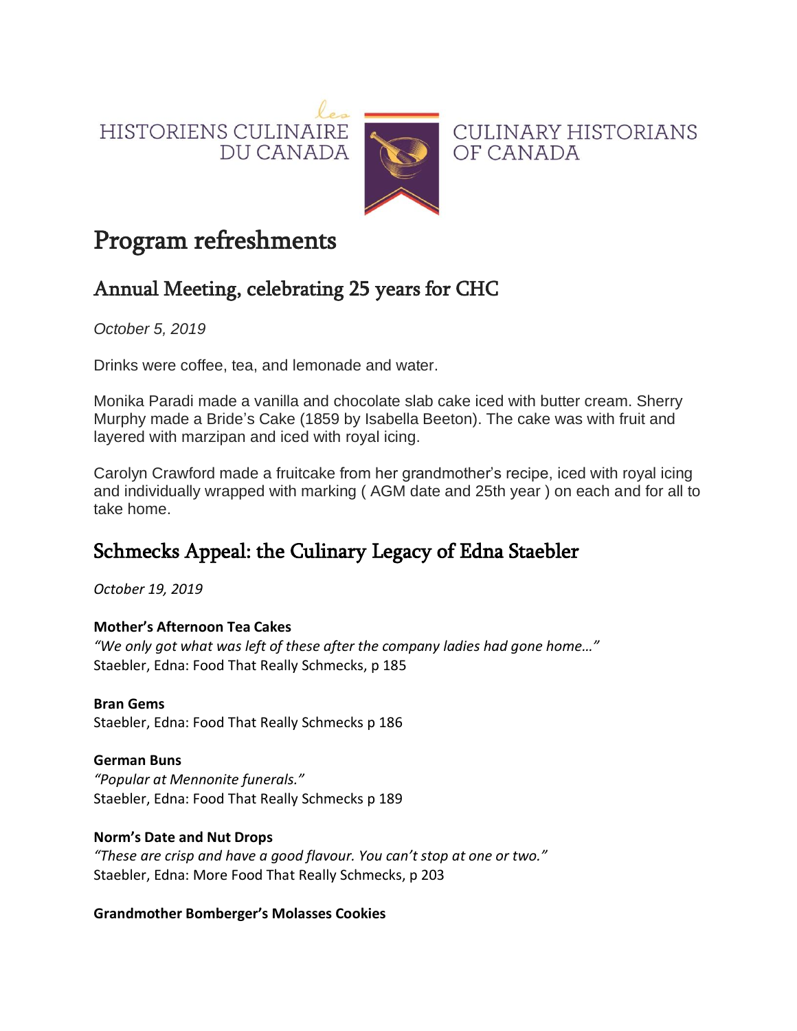HISTORIENS CULINAIRE DU CANADA

CULINARY HISTORIANS OF CANADA

# Program refreshments

## Annual Meeting, celebrating 25 years for CHC

*October 5, 2019*

Drinks were coffee, tea, and lemonade and water.

Monika Paradi made a vanilla and chocolate slab cake iced with butter cream. Sherry Murphy made a Bride's Cake (1859 by Isabella Beeton). The cake was with fruit and layered with marzipan and iced with royal icing.

Carolyn Crawford made a fruitcake from her grandmother's recipe, iced with royal icing and individually wrapped with marking ( AGM date and 25th year ) on each and for all to take home.

## Schmecks Appeal: the Culinary Legacy of Edna Staebler

*October 19, 2019*

**Mother's Afternoon Tea Cakes**
*"We only got what was left of these after the company ladies had gone home…"*
Staebler, Edna: Food That Really Schmecks, p 185

**Bran Gems**
Staebler, Edna: Food That Really Schmecks p 186

**German Buns**
*"Popular at Mennonite funerals."*
Staebler, Edna: Food That Really Schmecks p 189

**Norm's Date and Nut Drops**
*"These are crisp and have a good flavour. You can't stop at one or two."*
Staebler, Edna: More Food That Really Schmecks, p 203

**Grandmother Bomberger's Molasses Cookies**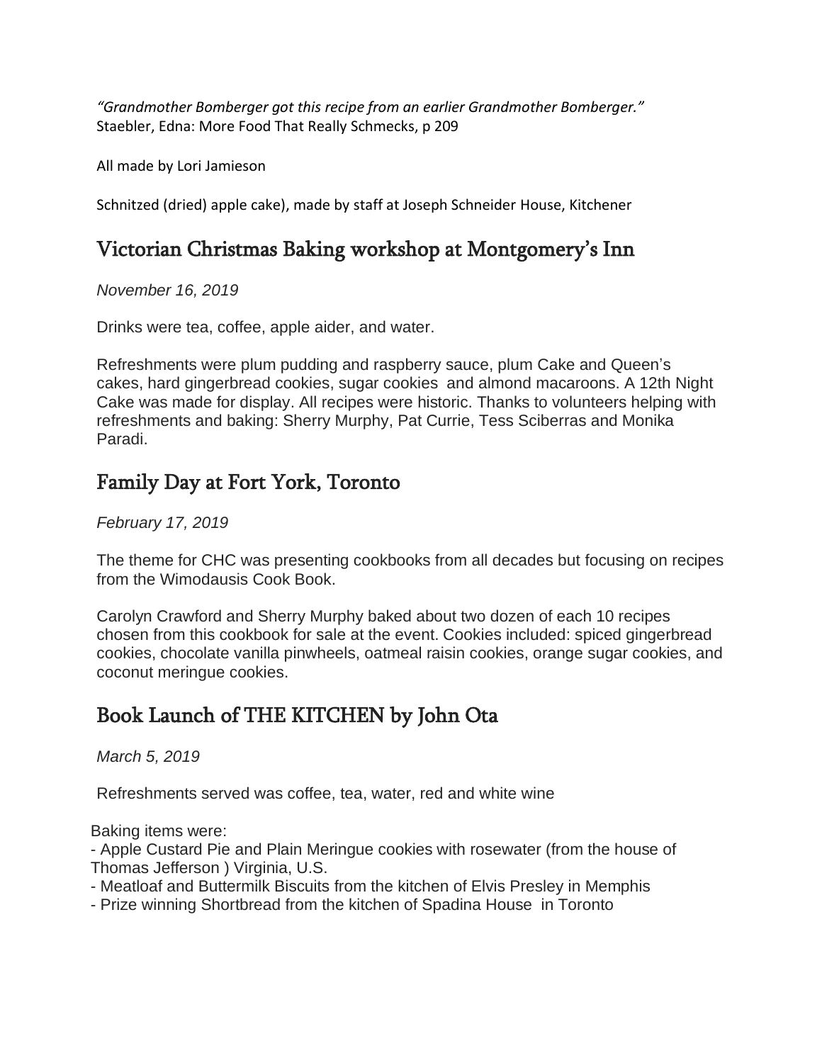*"Grandmother Bomberger got this recipe from an earlier Grandmother Bomberger."*
Staebler, Edna: More Food That Really Schmecks, p 209

All made by Lori Jamieson

Schnitzed (dried) apple cake), made by staff at Joseph Schneider House, Kitchener

## Victorian Christmas Baking workshop at Montgomery's Inn

*November 16, 2019*

Drinks were tea, coffee, apple aider, and water.

Refreshments were plum pudding and raspberry sauce, plum Cake and Queen's cakes, hard gingerbread cookies, sugar cookies and almond macaroons. A 12th Night Cake was made for display. All recipes were historic. Thanks to volunteers helping with refreshments and baking: Sherry Murphy, Pat Currie, Tess Sciberras and Monika Paradi.

## Family Day at Fort York, Toronto

*February 17, 2019*

The theme for CHC was presenting cookbooks from all decades but focusing on recipes from the Wimodausis Cook Book.

Carolyn Crawford and Sherry Murphy baked about two dozen of each 10 recipes chosen from this cookbook for sale at the event. Cookies included: spiced gingerbread cookies, chocolate vanilla pinwheels, oatmeal raisin cookies, orange sugar cookies, and coconut meringue cookies.

## Book Launch of THE KITCHEN by John Ota

*March 5, 2019*

Refreshments served was coffee, tea, water, red and white wine

Baking items were:
- Apple Custard Pie and Plain Meringue cookies with rosewater (from the house of Thomas Jefferson ) Virginia, U.S.
- Meatloaf and Buttermilk Biscuits from the kitchen of Elvis Presley in Memphis
- Prize winning Shortbread from the kitchen of Spadina House in Toronto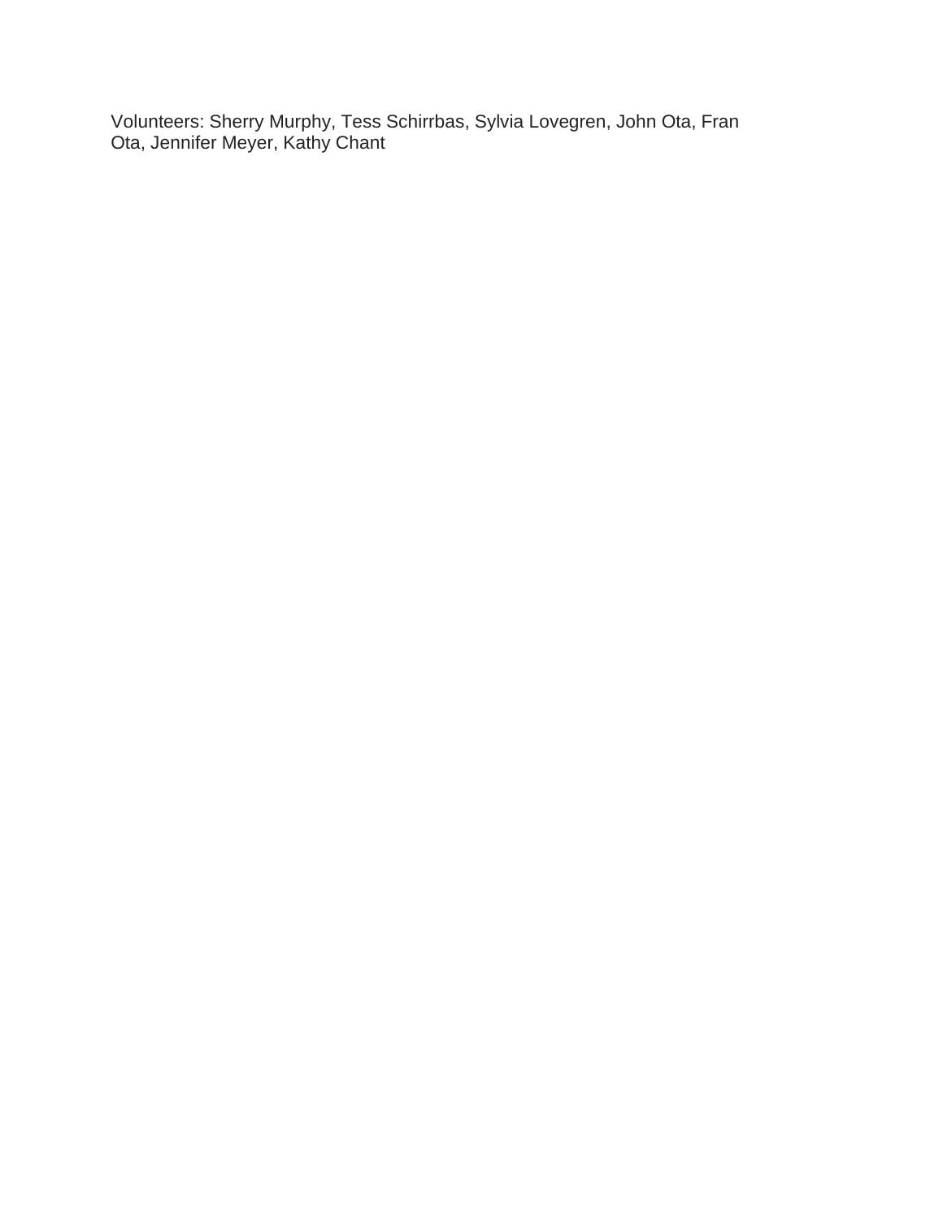Volunteers: Sherry Murphy, Tess Schirrbas, Sylvia Lovegren, John Ota, Fran Ota, Jennifer Meyer, Kathy Chant